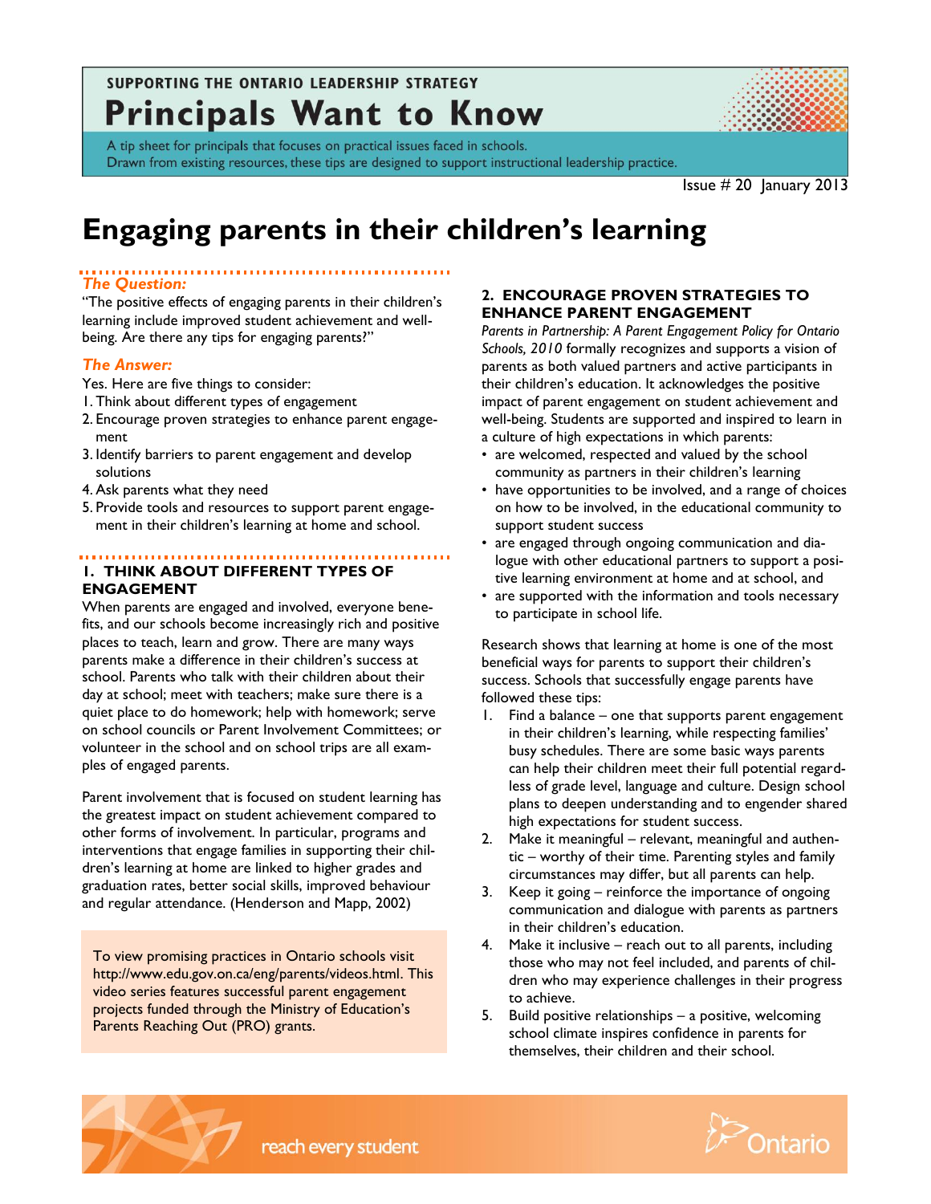SUPPORTING THE ONTARIO LEADERSHIP STRATEGY

# Principals Want to Know

A tip sheet for principals that focuses on practical issues faced in schools.
Drawn from existing resources, these tips are designed to support instructional leadership practice.

Issue # 20 January 2013

# Engaging parents in their children's learning

### *The Question:*

"The positive effects of engaging parents in their children's learning include improved student achievement and well-being. Are there any tips for engaging parents?"

### *The Answer:*

Yes. Here are five things to consider:

1. Think about different types of engagement
2. Encourage proven strategies to enhance parent engagement
3. Identify barriers to parent engagement and develop solutions
4. Ask parents what they need
5. Provide tools and resources to support parent engagement in their children's learning at home and school.

## 1. THINK ABOUT DIFFERENT TYPES OF ENGAGEMENT

When parents are engaged and involved, everyone benefits, and our schools become increasingly rich and positive places to teach, learn and grow. There are many ways parents make a difference in their children's success at school. Parents who talk with their children about their day at school; meet with teachers; make sure there is a quiet place to do homework; help with homework; serve on school councils or Parent Involvement Committees; or volunteer in the school and on school trips are all examples of engaged parents.

Parent involvement that is focused on student learning has the greatest impact on student achievement compared to other forms of involvement. In particular, programs and interventions that engage families in supporting their children's learning at home are linked to higher grades and graduation rates, better social skills, improved behaviour and regular attendance. (Henderson and Mapp, 2002)

To view promising practices in Ontario schools visit http://www.edu.gov.on.ca/eng/parents/videos.html. This video series features successful parent engagement projects funded through the Ministry of Education's Parents Reaching Out (PRO) grants.

## 2. ENCOURAGE PROVEN STRATEGIES TO ENHANCE PARENT ENGAGEMENT

*Parents in Partnership: A Parent Engagement Policy for Ontario Schools, 2010* formally recognizes and supports a vision of parents as both valued partners and active participants in their children's education. It acknowledges the positive impact of parent engagement on student achievement and well-being. Students are supported and inspired to learn in a culture of high expectations in which parents:

- are welcomed, respected and valued by the school community as partners in their children's learning
- have opportunities to be involved, and a range of choices on how to be involved, in the educational community to support student success
- are engaged through ongoing communication and dialogue with other educational partners to support a positive learning environment at home and at school, and
- are supported with the information and tools necessary to participate in school life.

Research shows that learning at home is one of the most beneficial ways for parents to support their children's success. Schools that successfully engage parents have followed these tips:

1. Find a balance – one that supports parent engagement in their children's learning, while respecting families' busy schedules. There are some basic ways parents can help their children meet their full potential regardless of grade level, language and culture. Design school plans to deepen understanding and to engender shared high expectations for student success.
2. Make it meaningful – relevant, meaningful and authentic – worthy of their time. Parenting styles and family circumstances may differ, but all parents can help.
3. Keep it going – reinforce the importance of ongoing communication and dialogue with parents as partners in their children's education.
4. Make it inclusive – reach out to all parents, including those who may not feel included, and parents of children who may experience challenges in their progress to achieve.
5. Build positive relationships – a positive, welcoming school climate inspires confidence in parents for themselves, their children and their school.

reach every student

Ontario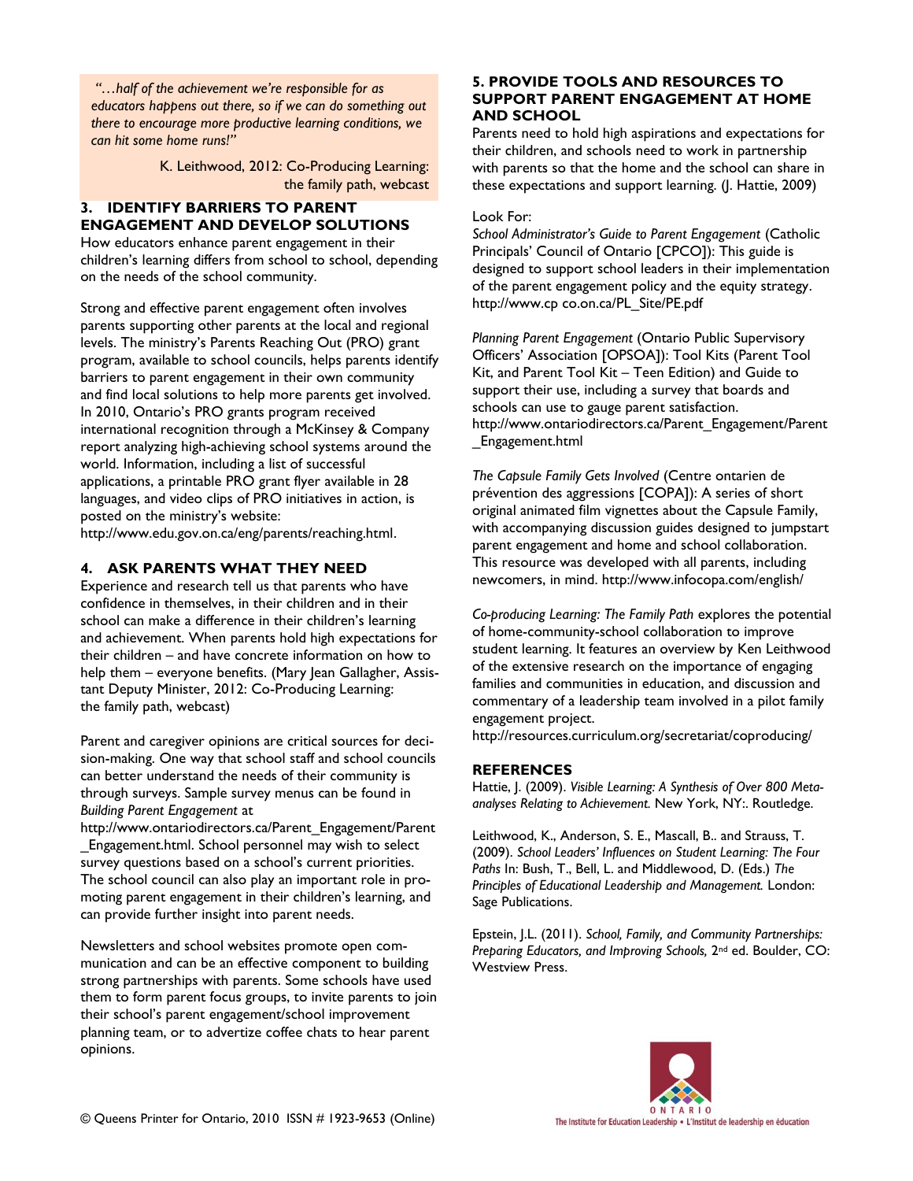> *"…half of the achievement we're responsible for as educators happens out there, so if we can do something out there to encourage more productive learning conditions, we can hit some home runs!"*
>
> K. Leithwood, 2012: Co-Producing Learning: the family path, webcast

## 3. IDENTIFY BARRIERS TO PARENT ENGAGEMENT AND DEVELOP SOLUTIONS

How educators enhance parent engagement in their children's learning differs from school to school, depending on the needs of the school community.

Strong and effective parent engagement often involves parents supporting other parents at the local and regional levels. The ministry's Parents Reaching Out (PRO) grant program, available to school councils, helps parents identify barriers to parent engagement in their own community and find local solutions to help more parents get involved. In 2010, Ontario's PRO grants program received international recognition through a McKinsey & Company report analyzing high-achieving school systems around the world. Information, including a list of successful applications, a printable PRO grant flyer available in 28 languages, and video clips of PRO initiatives in action, is posted on the ministry's website: http://www.edu.gov.on.ca/eng/parents/reaching.html.

## 4. ASK PARENTS WHAT THEY NEED

Experience and research tell us that parents who have confidence in themselves, in their children and in their school can make a difference in their children's learning and achievement. When parents hold high expectations for their children – and have concrete information on how to help them – everyone benefits. (Mary Jean Gallagher, Assistant Deputy Minister, 2012: Co-Producing Learning: the family path, webcast)

Parent and caregiver opinions are critical sources for decision-making. One way that school staff and school councils can better understand the needs of their community is through surveys. Sample survey menus can be found in *Building Parent Engagement* at http://www.ontariodirectors.ca/Parent_Engagement/Parent_Engagement.html. School personnel may wish to select survey questions based on a school's current priorities. The school council can also play an important role in promoting parent engagement in their children's learning, and can provide further insight into parent needs.

Newsletters and school websites promote open communication and can be an effective component to building strong partnerships with parents. Some schools have used them to form parent focus groups, to invite parents to join their school's parent engagement/school improvement planning team, or to advertize coffee chats to hear parent opinions.

## 5. PROVIDE TOOLS AND RESOURCES TO SUPPORT PARENT ENGAGEMENT AT HOME AND SCHOOL

Parents need to hold high aspirations and expectations for their children, and schools need to work in partnership with parents so that the home and the school can share in these expectations and support learning. (J. Hattie, 2009)

Look For:

*School Administrator's Guide to Parent Engagement* (Catholic Principals' Council of Ontario [CPCO]): This guide is designed to support school leaders in their implementation of the parent engagement policy and the equity strategy. http://www.cp co.on.ca/PL_Site/PE.pdf

*Planning Parent Engagement* (Ontario Public Supervisory Officers' Association [OPSOA]): Tool Kits (Parent Tool Kit, and Parent Tool Kit – Teen Edition) and Guide to support their use, including a survey that boards and schools can use to gauge parent satisfaction. http://www.ontariodirectors.ca/Parent_Engagement/Parent_Engagement.html

*The Capsule Family Gets Involved* (Centre ontarien de prévention des aggressions [COPA]): A series of short original animated film vignettes about the Capsule Family, with accompanying discussion guides designed to jumpstart parent engagement and home and school collaboration. This resource was developed with all parents, including newcomers, in mind. http://www.infocopa.com/english/

*Co-producing Learning: The Family Path* explores the potential of home-community-school collaboration to improve student learning. It features an overview by Ken Leithwood of the extensive research on the importance of engaging families and communities in education, and discussion and commentary of a leadership team involved in a pilot family engagement project.
http://resources.curriculum.org/secretariat/coproducing/

## REFERENCES

Hattie, J. (2009). *Visible Learning: A Synthesis of Over 800 Meta-analyses Relating to Achievement.* New York, NY:. Routledge.

Leithwood, K., Anderson, S. E., Mascall, B.. and Strauss, T. (2009). *School Leaders' Influences on Student Learning: The Four Paths* In: Bush, T., Bell, L. and Middlewood, D. (Eds.) *The Principles of Educational Leadership and Management.* London: Sage Publications.

Epstein, J.L. (2011). *School, Family, and Community Partnerships: Preparing Educators, and Improving Schools,* 2nd ed. Boulder, CO: Westview Press.

© Queens Printer for Ontario, 2010 ISSN # 1923-9653 (Online)

ONTARIO
The Institute for Education Leadership • L'Institut de leadership en éducation